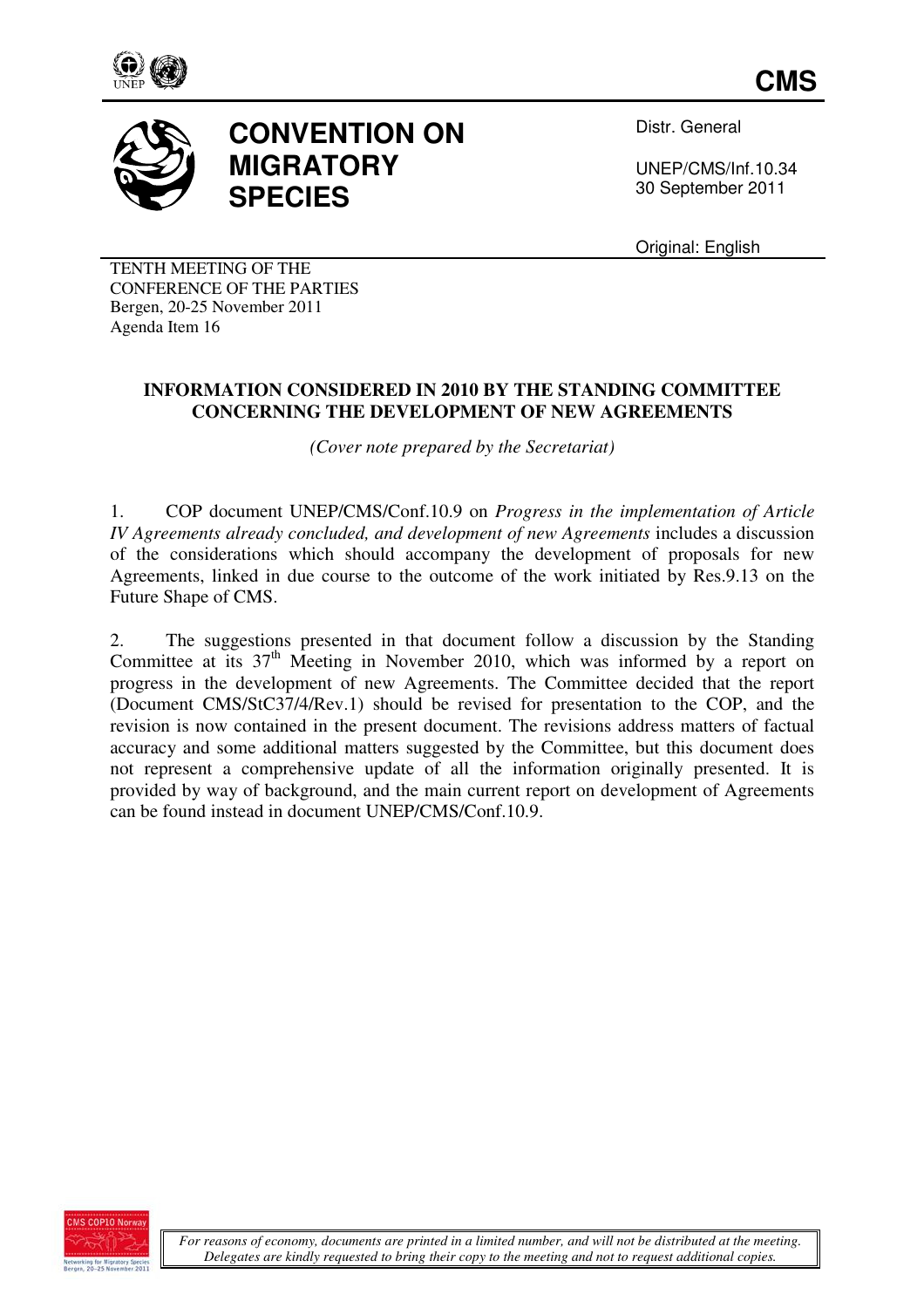**CMS**

# CONVENTION ON MIGRATORY SPECIES

Distr. General

UNEP/CMS/Inf.10.34
30 September 2011

Original: English

TENTH MEETING OF THE
CONFERENCE OF THE PARTIES
Bergen, 20-25 November 2011
Agenda Item 16

## INFORMATION CONSIDERED IN 2010 BY THE STANDING COMMITTEE CONCERNING THE DEVELOPMENT OF NEW AGREEMENTS

*(Cover note prepared by the Secretariat)*

1. COP document UNEP/CMS/Conf.10.9 on *Progress in the implementation of Article IV Agreements already concluded, and development of new Agreements* includes a discussion of the considerations which should accompany the development of proposals for new Agreements, linked in due course to the outcome of the work initiated by Res.9.13 on the Future Shape of CMS.

2. The suggestions presented in that document follow a discussion by the Standing Committee at its 37th Meeting in November 2010, which was informed by a report on progress in the development of new Agreements. The Committee decided that the report (Document CMS/StC37/4/Rev.1) should be revised for presentation to the COP, and the revision is now contained in the present document. The revisions address matters of factual accuracy and some additional matters suggested by the Committee, but this document does not represent a comprehensive update of all the information originally presented. It is provided by way of background, and the main current report on development of Agreements can be found instead in document UNEP/CMS/Conf.10.9.

*For reasons of economy, documents are printed in a limited number, and will not be distributed at the meeting. Delegates are kindly requested to bring their copy to the meeting and not to request additional copies.*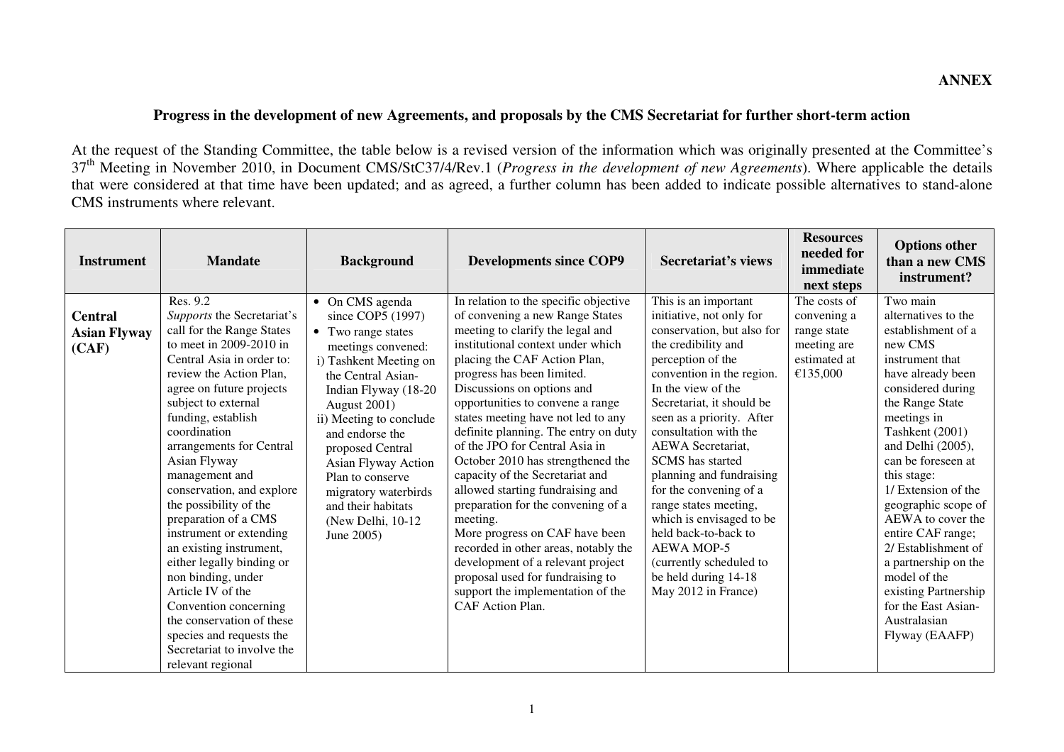**ANNEX**

## Progress in the development of new Agreements, and proposals by the CMS Secretariat for further short-term action

At the request of the Standing Committee, the table below is a revised version of the information which was originally presented at the Committee's 37th Meeting in November 2010, in Document CMS/StC37/4/Rev.1 (*Progress in the development of new Agreements*). Where applicable the details that were considered at that time have been updated; and as agreed, a further column has been added to indicate possible alternatives to stand-alone CMS instruments where relevant.

| Instrument | Mandate | Background | Developments since COP9 | Secretariat's views | Resources needed for immediate next steps | Options other than a new CMS instrument? |
|---|---|---|---|---|---|---|
| **Central Asian Flyway (CAF)** | Res. 9.2 *Supports* the Secretariat's call for the Range States to meet in 2009-2010 in Central Asia in order to: review the Action Plan, agree on future projects subject to external funding, establish coordination arrangements for Central Asian Flyway management and conservation, and explore the possibility of the preparation of a CMS instrument or extending an existing instrument, either legally binding or non binding, under Article IV of the Convention concerning the conservation of these species and requests the Secretariat to involve the relevant regional | • On CMS agenda since COP5 (1997)<br>• Two range states meetings convened:<br>i) Tashkent Meeting on the Central Asian-Indian Flyway (18-20 August 2001)<br>ii) Meeting to conclude and endorse the proposed Central Asian Flyway Action Plan to conserve migratory waterbirds and their habitats (New Delhi, 10-12 June 2005) | In relation to the specific objective of convening a new Range States meeting to clarify the legal and institutional context under which placing the CAF Action Plan, progress has been limited. Discussions on options and opportunities to convene a range states meeting have not led to any definite planning. The entry on duty of the JPO for Central Asia in October 2010 has strengthened the capacity of the Secretariat and allowed starting fundraising and preparation for the convening of a meeting.<br>More progress on CAF have been recorded in other areas, notably the development of a relevant project proposal used for fundraising to support the implementation of the CAF Action Plan. | This is an important initiative, not only for conservation, but also for the credibility and perception of the convention in the region. In the view of the Secretariat, it should be seen as a priority. After consultation with the AEWA Secretariat, SCMS has started planning and fundraising for the convening of a range states meeting, which is envisaged to be held back-to-back to AEWA MOP-5 (currently scheduled to be held during 14-18 May 2012 in France) | The costs of convening a range state meeting are estimated at €135,000 | Two main alternatives to the establishment of a new CMS instrument that have already been considered during the Range State meetings in Tashkent (2001) and Delhi (2005), can be foreseen at this stage:<br>1/ Extension of the geographic scope of AEWA to cover the entire CAF range;<br>2/ Establishment of a partnership on the model of the existing Partnership for the East Asian-Australasian Flyway (EAAFP) |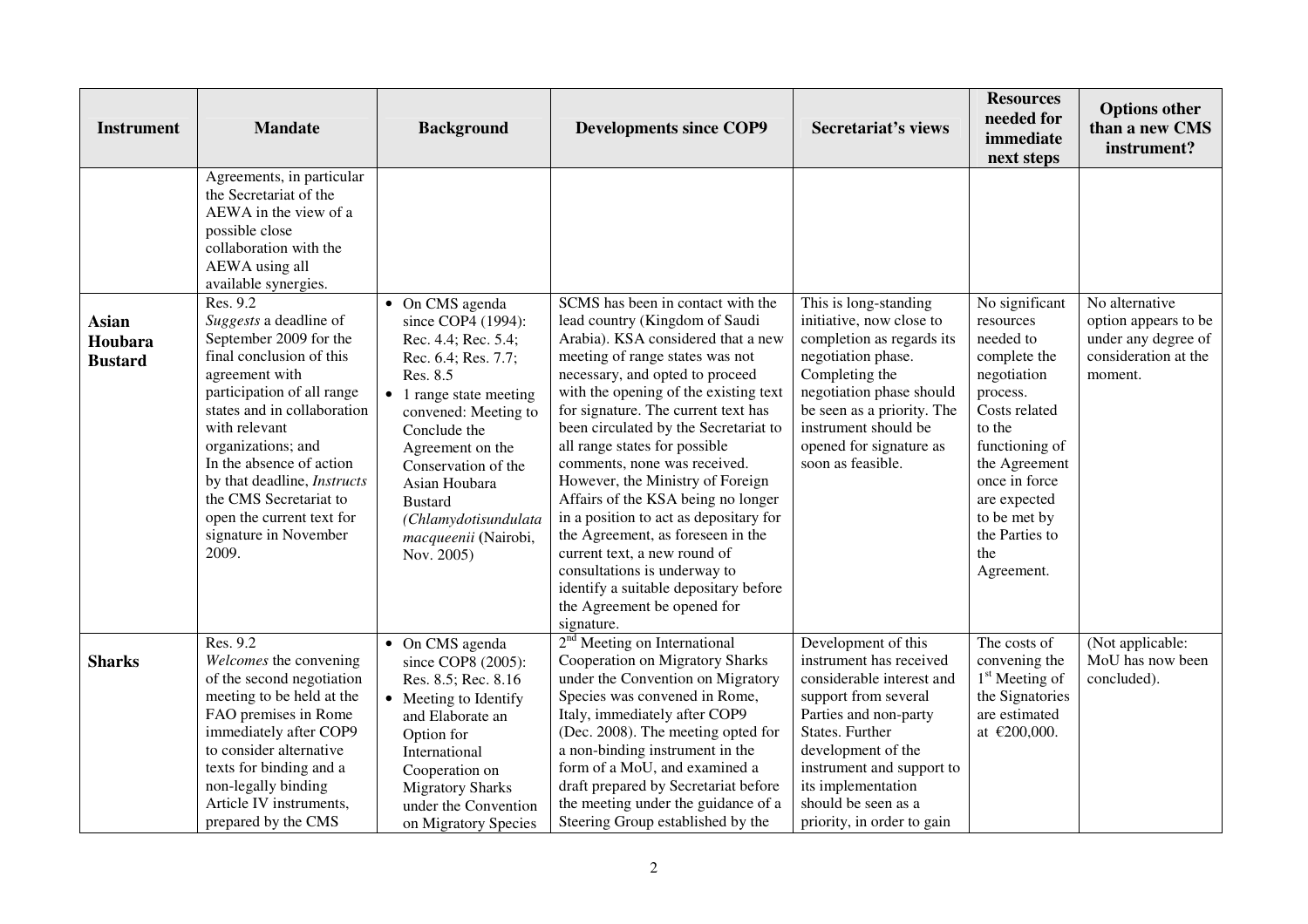| Instrument | Mandate | Background | Developments since COP9 | Secretariat's views | Resources needed for immediate next steps | Options other than a new CMS instrument? |
|---|---|---|---|---|---|---|
| | Agreements, in particular the Secretariat of the AEWA in the view of a possible close collaboration with the AEWA using all available synergies. | | | | | |
| **Asian Houbara Bustard** | Res. 9.2<br>*Suggests* a deadline of September 2009 for the final conclusion of this agreement with participation of all range states and in collaboration with relevant organizations; and<br>In the absence of action by that deadline, *Instructs* the CMS Secretariat to open the current text for signature in November 2009. | • On CMS agenda since COP4 (1994): Rec. 4.4; Rec. 5.4; Rec. 6.4; Res. 7.7; Res. 8.5<br>• 1 range state meeting convened: Meeting to Conclude the Agreement on the Conservation of the Asian Houbara Bustard (*Chlamydotisundulata macqueenii* (Nairobi, Nov. 2005) | SCMS has been in contact with the lead country (Kingdom of Saudi Arabia). KSA considered that a new meeting of range states was not necessary, and opted to proceed with the opening of the existing text for signature. The current text has been circulated by the Secretariat to all range states for possible comments, none was received. However, the Ministry of Foreign Affairs of the KSA being no longer in a position to act as depositary for the Agreement, as foreseen in the current text, a new round of consultations is underway to identify a suitable depositary before the Agreement be opened for signature. | This is long-standing initiative, now close to completion as regards its negotiation phase. Completing the negotiation phase should be seen as a priority. The instrument should be opened for signature as soon as feasible. | No significant resources needed to complete the negotiation process. Costs related to the functioning of the Agreement once in force are expected to be met by the Parties to the Agreement. | No alternative option appears to be under any degree of consideration at the moment. |
| **Sharks** | Res. 9.2<br>*Welcomes* the convening of the second negotiation meeting to be held at the FAO premises in Rome immediately after COP9 to consider alternative texts for binding and a non-legally binding Article IV instruments, prepared by the CMS | • On CMS agenda since COP8 (2005): Res. 8.5; Rec. 8.16<br>• Meeting to Identify and Elaborate an Option for International Cooperation on Migratory Sharks under the Convention on Migratory Species | 2nd Meeting on International Cooperation on Migratory Sharks under the Convention on Migratory Species was convened in Rome, Italy, immediately after COP9 (Dec. 2008). The meeting opted for a non-binding instrument in the form of a MoU, and examined a draft prepared by Secretariat before the meeting under the guidance of a Steering Group established by the | Development of this instrument has received considerable interest and support from several Parties and non-party States. Further development of the instrument and support to its implementation should be seen as a priority, in order to gain | The costs of convening the 1st Meeting of the Signatories are estimated at €200,000. | (Not applicable: MoU has now been concluded). |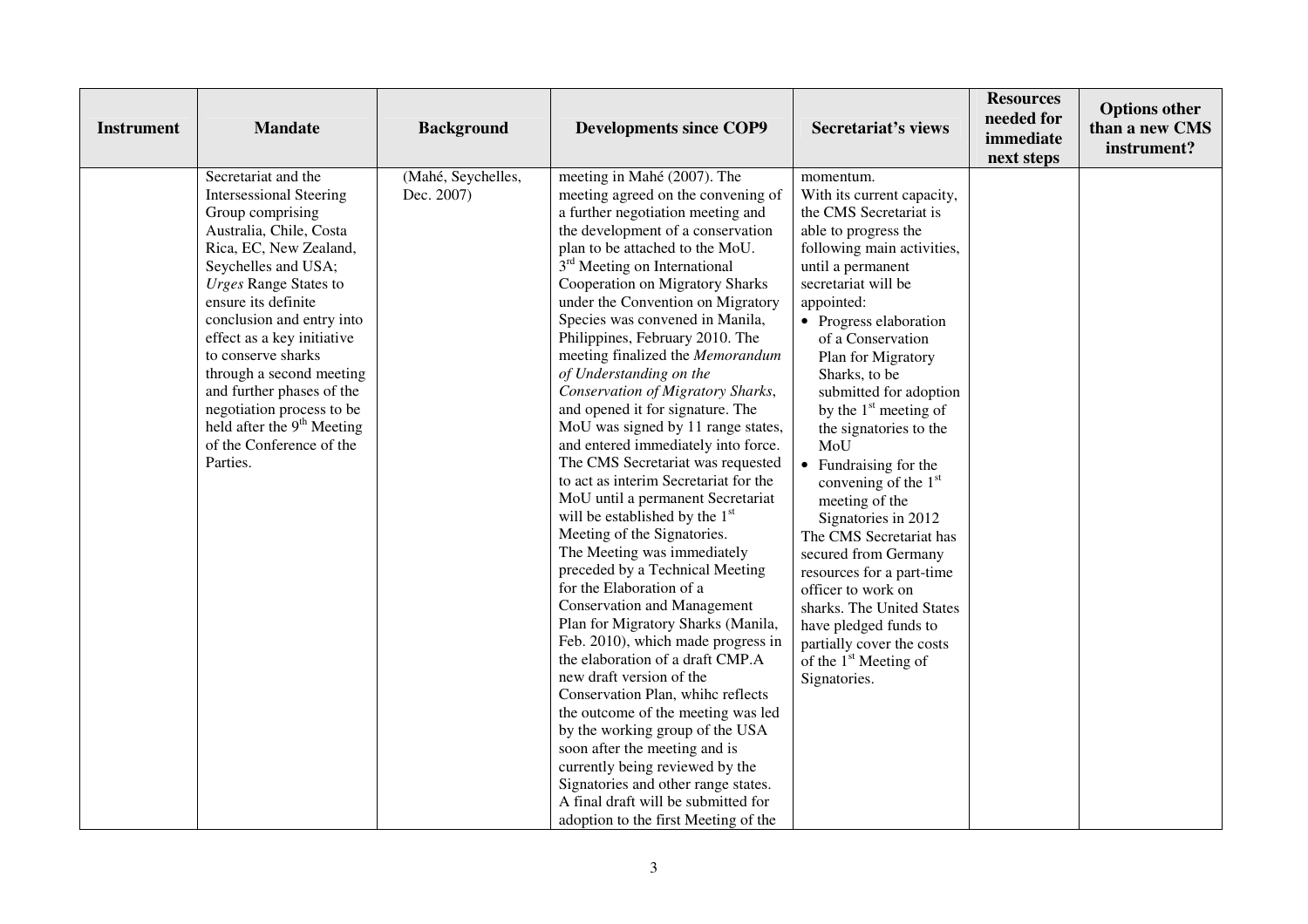| Instrument | Mandate | Background | Developments since COP9 | Secretariat's views | Resources needed for immediate next steps | Options other than a new CMS instrument? |
|---|---|---|---|---|---|---|
| | Secretariat and the Intersessional Steering Group comprising Australia, Chile, Costa Rica, EC, New Zealand, Seychelles and USA; *Urges* Range States to ensure its definite conclusion and entry into effect as a key initiative to conserve sharks through a second meeting and further phases of the negotiation process to be held after the 9th Meeting of the Conference of the Parties. | (Mahé, Seychelles, Dec. 2007) | meeting in Mahé (2007). The meeting agreed on the convening of a further negotiation meeting and the development of a conservation plan to be attached to the MoU. 3rd Meeting on International Cooperation on Migratory Sharks under the Convention on Migratory Species was convened in Manila, Philippines, February 2010. The meeting finalized the *Memorandum of Understanding on the Conservation of Migratory Sharks*, and opened it for signature. The MoU was signed by 11 range states, and entered immediately into force. The CMS Secretariat was requested to act as interim Secretariat for the MoU until a permanent Secretariat will be established by the 1st Meeting of the Signatories. The Meeting was immediately preceded by a Technical Meeting for the Elaboration of a Conservation and Management Plan for Migratory Sharks (Manila, Feb. 2010), which made progress in the elaboration of a draft CMP.A new draft version of the Conservation Plan, whihc reflects the outcome of the meeting was led by the working group of the USA soon after the meeting and is currently being reviewed by the Signatories and other range states. A final draft will be submitted for adoption to the first Meeting of the | momentum. With its current capacity, the CMS Secretariat is able to progress the following main activities, until a permanent secretariat will be appointed: <br>• Progress elaboration of a Conservation Plan for Migratory Sharks, to be submitted for adoption by the 1st meeting of the signatories to the MoU <br>• Fundraising for the convening of the 1st meeting of the Signatories in 2012 <br>The CMS Secretariat has secured from Germany resources for a part-time officer to work on sharks. The United States have pledged funds to partially cover the costs of the 1st Meeting of Signatories. | | |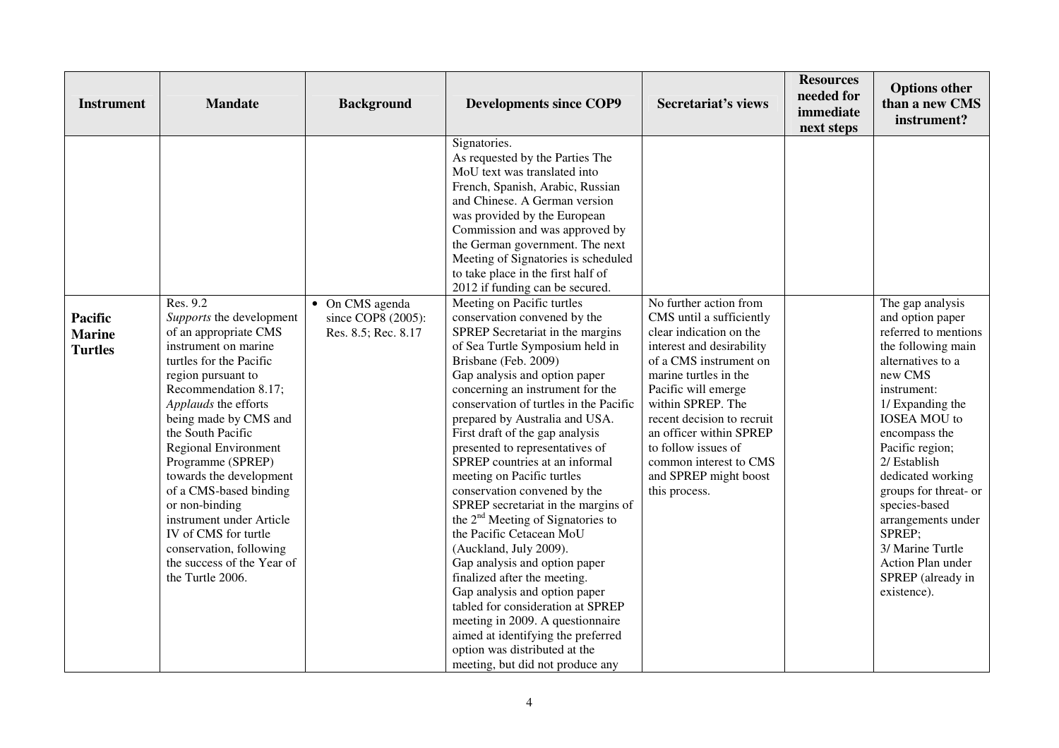| Instrument | Mandate | Background | Developments since COP9 | Secretariat's views | Resources needed for immediate next steps | Options other than a new CMS instrument? |
|---|---|---|---|---|---|---|
| | | | Signatories.<br>As requested by the Parties The MoU text was translated into French, Spanish, Arabic, Russian and Chinese. A German version was provided by the European Commission and was approved by the German government. The next Meeting of Signatories is scheduled to take place in the first half of 2012 if funding can be secured. | | | |
| **Pacific Marine Turtles** | Res. 9.2<br>*Supports* the development of an appropriate CMS instrument on marine turtles for the Pacific region pursuant to Recommendation 8.17;<br>*Applauds* the efforts being made by CMS and the South Pacific Regional Environment Programme (SPREP) towards the development of a CMS-based binding or non-binding instrument under Article IV of CMS for turtle conservation, following the success of the Year of the Turtle 2006. | • On CMS agenda since COP8 (2005): Res. 8.5; Rec. 8.17 | Meeting on Pacific turtles conservation convened by the SPREP Secretariat in the margins of Sea Turtle Symposium held in Brisbane (Feb. 2009)<br>Gap analysis and option paper concerning an instrument for the conservation of turtles in the Pacific prepared by Australia and USA.<br>First draft of the gap analysis presented to representatives of SPREP countries at an informal meeting on Pacific turtles conservation convened by the SPREP secretariat in the margins of the 2nd Meeting of Signatories to the Pacific Cetacean MoU (Auckland, July 2009).<br>Gap analysis and option paper finalized after the meeting.<br>Gap analysis and option paper tabled for consideration at SPREP meeting in 2009. A questionnaire aimed at identifying the preferred option was distributed at the meeting, but did not produce any | No further action from CMS until a sufficiently clear indication on the interest and desirability of a CMS instrument on marine turtles in the Pacific will emerge within SPREP. The recent decision to recruit an officer within SPREP to follow issues of common interest to CMS and SPREP might boost this process. | | The gap analysis and option paper referred to mentions the following main alternatives to a new CMS instrument:<br>1/ Expanding the IOSEA MOU to encompass the Pacific region;<br>2/ Establish dedicated working groups for threat- or species-based arrangements under SPREP;<br>3/ Marine Turtle Action Plan under SPREP (already in existence). |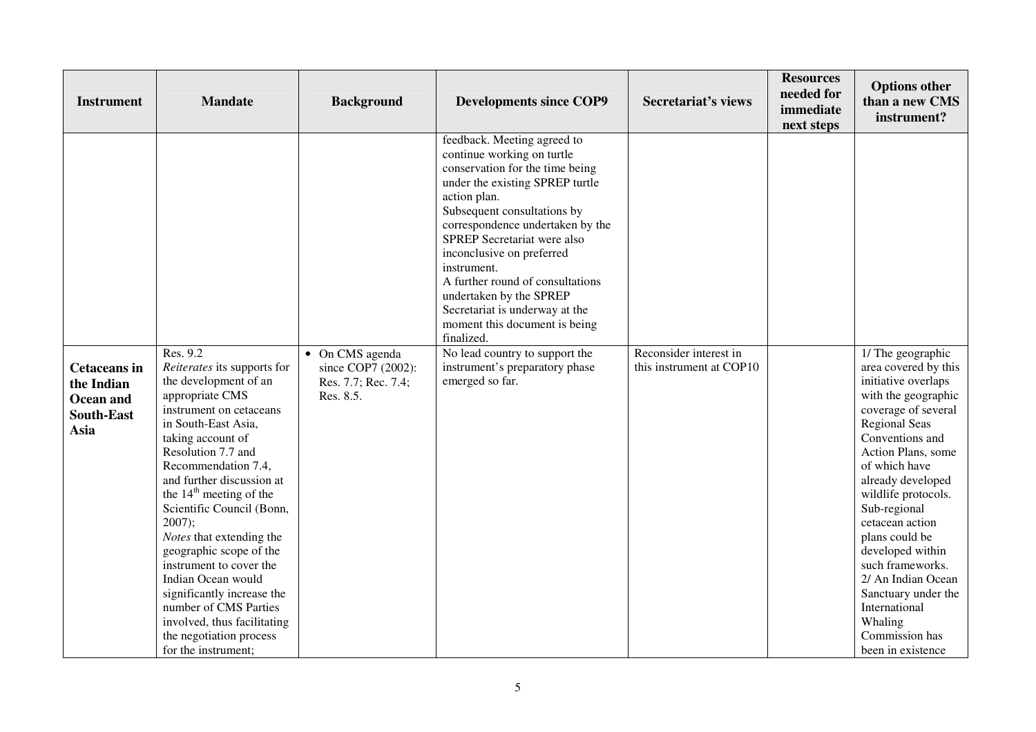| Instrument | Mandate | Background | Developments since COP9 | Secretariat's views | Resources needed for immediate next steps | Options other than a new CMS instrument? |
|---|---|---|---|---|---|---|
| | | | feedback. Meeting agreed to continue working on turtle conservation for the time being under the existing SPREP turtle action plan.<br>Subsequent consultations by correspondence undertaken by the SPREP Secretariat were also inconclusive on preferred instrument.<br>A further round of consultations undertaken by the SPREP Secretariat is underway at the moment this document is being finalized. | | | |
| **Cetaceans in the Indian Ocean and South-East Asia** | Res. 9.2<br>*Reiterates* its supports for the development of an appropriate CMS instrument on cetaceans in South-East Asia, taking account of Resolution 7.7 and Recommendation 7.4, and further discussion at the 14th meeting of the Scientific Council (Bonn, 2007);<br>*Notes* that extending the geographic scope of the instrument to cover the Indian Ocean would significantly increase the number of CMS Parties involved, thus facilitating the negotiation process for the instrument; | • On CMS agenda since COP7 (2002): Res. 7.7; Rec. 7.4; Res. 8.5. | No lead country to support the instrument's preparatory phase emerged so far. | Reconsider interest in this instrument at COP10 | | 1/ The geographic area covered by this initiative overlaps with the geographic coverage of several Regional Seas Conventions and Action Plans, some of which have already developed wildlife protocols. Sub-regional cetacean action plans could be developed within such frameworks.<br>2/ An Indian Ocean Sanctuary under the International Whaling Commission has been in existence |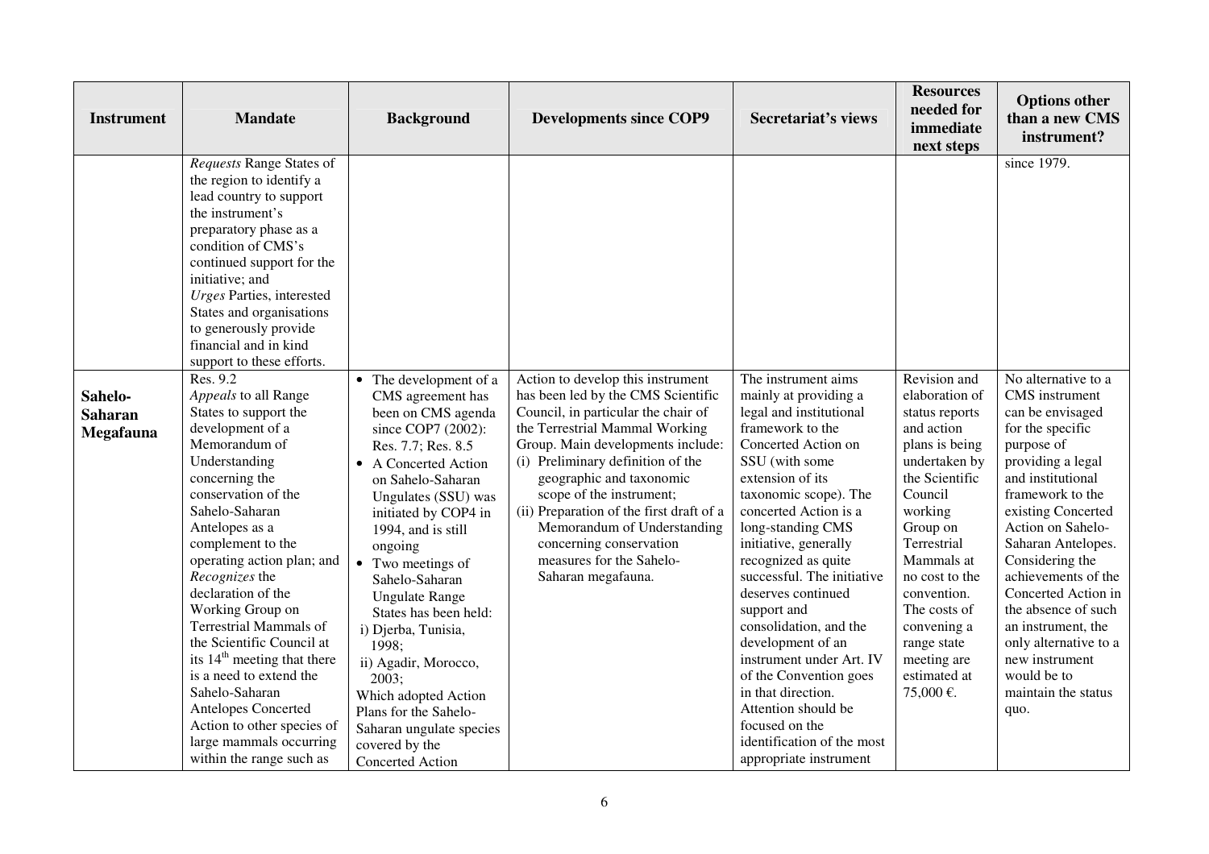| Instrument | Mandate | Background | Developments since COP9 | Secretariat's views | Resources needed for immediate next steps | Options other than a new CMS instrument? |
|---|---|---|---|---|---|---|
| | *Requests* Range States of the region to identify a lead country to support the instrument's preparatory phase as a condition of CMS's continued support for the initiative; and *Urges* Parties, interested States and organisations to generously provide financial and in kind support to these efforts. | | | | | since 1979. |
| **Sahelo-Saharan Megafauna** | Res. 9.2 *Appeals* to all Range States to support the development of a Memorandum of Understanding concerning the conservation of the Sahelo-Saharan Antelopes as a complement to the operating action plan; and *Recognizes* the declaration of the Working Group on Terrestrial Mammals of the Scientific Council at its 14th meeting that there is a need to extend the Sahelo-Saharan Antelopes Concerted Action to other species of large mammals occurring within the range such as | • The development of a CMS agreement has been on CMS agenda since COP7 (2002): Res. 7.7; Res. 8.5<br>• A Concerted Action on Sahelo-Saharan Ungulates (SSU) was initiated by COP4 in 1994, and is still ongoing<br>• Two meetings of Sahelo-Saharan Ungulate Range States has been held:<br>i) Djerba, Tunisia, 1998;<br>ii) Agadir, Morocco, 2003;<br>Which adopted Action Plans for the Sahelo-Saharan ungulate species covered by the Concerted Action | Action to develop this instrument has been led by the CMS Scientific Council, in particular the chair of the Terrestrial Mammal Working Group. Main developments include:<br>(i) Preliminary definition of the geographic and taxonomic scope of the instrument;<br>(ii) Preparation of the first draft of a Memorandum of Understanding concerning conservation measures for the Sahelo-Saharan megafauna. | The instrument aims mainly at providing a legal and institutional framework to the Concerted Action on SSU (with some extension of its taxonomic scope). The concerted Action is a long-standing CMS initiative, generally recognized as quite successful. The initiative deserves continued support and consolidation, and the development of an instrument under Art. IV of the Convention goes in that direction. Attention should be focused on the identification of the most appropriate instrument | Revision and elaboration of status reports and action plans is being undertaken by the Scientific Council working Group on Terrestrial Mammals at no cost to the convention. The costs of convening a range state meeting are estimated at 75,000 €. | No alternative to a CMS instrument can be envisaged for the specific purpose of providing a legal and institutional framework to the existing Concerted Action on Sahelo-Saharan Antelopes. Considering the achievements of the Concerted Action in the absence of such an instrument, the only alternative to a new instrument would be to maintain the status quo. |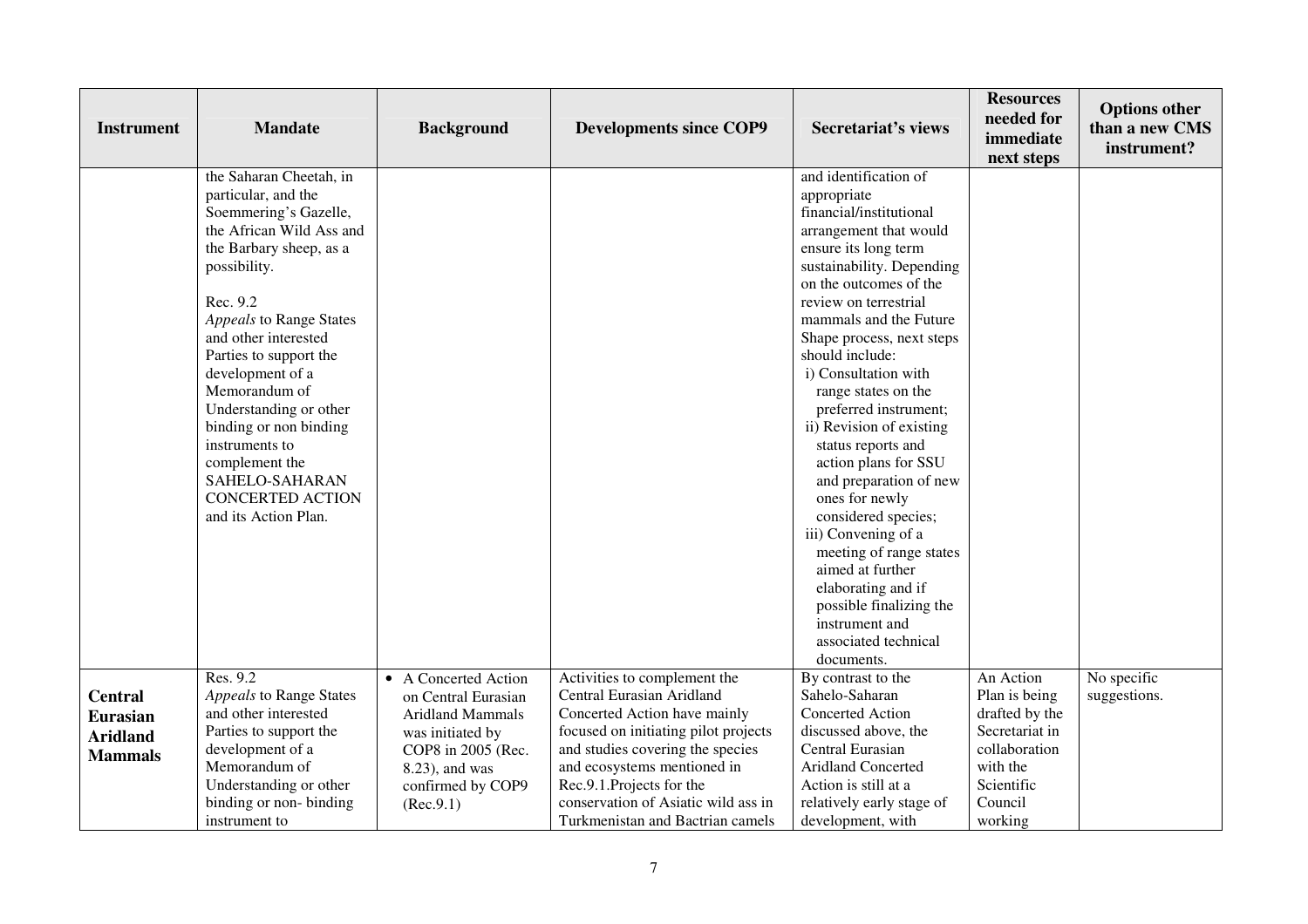| Instrument | Mandate | Background | Developments since COP9 | Secretariat's views | Resources needed for immediate next steps | Options other than a new CMS instrument? |
|---|---|---|---|---|---|---|
| | the Saharan Cheetah, in particular, and the Soemmering's Gazelle, the African Wild Ass and the Barbary sheep, as a possibility.<br><br>Rec. 9.2<br>*Appeals* to Range States and other interested Parties to support the development of a Memorandum of Understanding or other binding or non binding instruments to complement the SAHELO-SAHARAN CONCERTED ACTION and its Action Plan. | | | and identification of appropriate financial/institutional arrangement that would ensure its long term sustainability. Depending on the outcomes of the review on terrestrial mammals and the Future Shape process, next steps should include:<br>i) Consultation with range states on the preferred instrument;<br>ii) Revision of existing status reports and action plans for SSU and preparation of new ones for newly considered species;<br>iii) Convening of a meeting of range states aimed at further elaborating and if possible finalizing the instrument and associated technical documents. | | |
| **Central Eurasian Aridland Mammals** | Res. 9.2<br>*Appeals* to Range States and other interested Parties to support the development of a Memorandum of Understanding or other binding or non- binding instrument to | • A Concerted Action on Central Eurasian Aridland Mammals was initiated by COP8 in 2005 (Rec. 8.23), and was confirmed by COP9 (Rec.9.1) | Activities to complement the Central Eurasian Aridland Concerted Action have mainly focused on initiating pilot projects and studies covering the species and ecosystems mentioned in Rec.9.1.Projects for the conservation of Asiatic wild ass in Turkmenistan and Bactrian camels | By contrast to the Sahelo-Saharan Concerted Action discussed above, the Central Eurasian Aridland Concerted Action is still at a relatively early stage of development, with | An Action Plan is being drafted by the Secretariat in collaboration with the Scientific Council working | No specific suggestions. |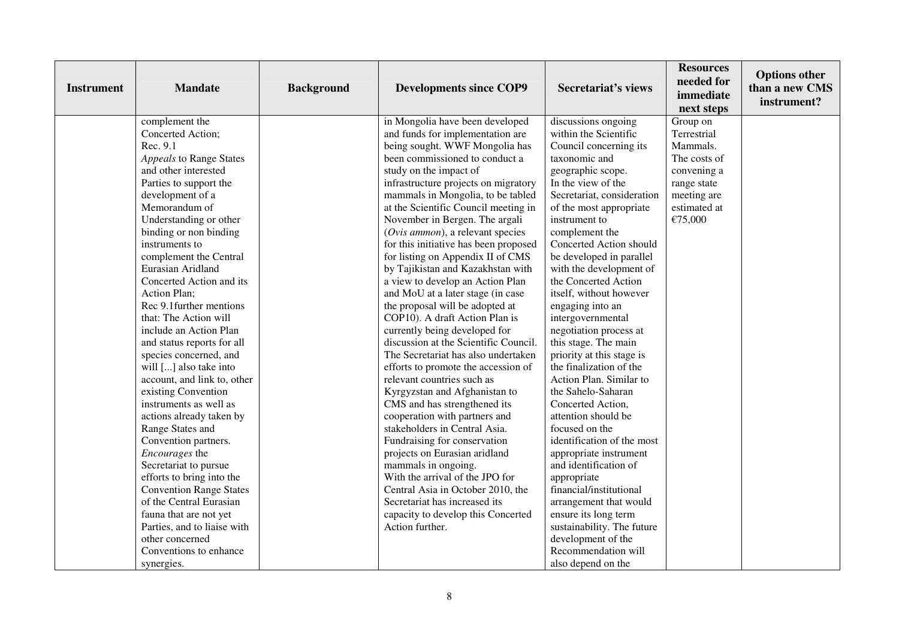| Instrument | Mandate | Background | Developments since COP9 | Secretariat's views | Resources needed for immediate next steps | Options other than a new CMS instrument? |
|---|---|---|---|---|---|---|
| | complement the Concerted Action; Rec. 9.1 *Appeals* to Range States and other interested Parties to support the development of a Memorandum of Understanding or other binding or non binding instruments to complement the Central Eurasian Aridland Concerted Action and its Action Plan; Rec 9.1further mentions that: The Action will include an Action Plan and status reports for all species concerned, and will [...] also take into account, and link to, other existing Convention instruments as well as actions already taken by Range States and Convention partners. *Encourages* the Secretariat to pursue efforts to bring into the Convention Range States of the Central Eurasian fauna that are not yet Parties, and to liaise with other concerned Conventions to enhance synergies. | | in Mongolia have been developed and funds for implementation are being sought. WWF Mongolia has been commissioned to conduct a study on the impact of infrastructure projects on migratory mammals in Mongolia, to be tabled at the Scientific Council meeting in November in Bergen. The argali (*Ovis ammon*), a relevant species for this initiative has been proposed for listing on Appendix II of CMS by Tajikistan and Kazakhstan with a view to develop an Action Plan and MoU at a later stage (in case the proposal will be adopted at COP10). A draft Action Plan is currently being developed for discussion at the Scientific Council. The Secretariat has also undertaken efforts to promote the accession of relevant countries such as Kyrgyzstan and Afghanistan to CMS and has strengthened its cooperation with partners and stakeholders in Central Asia. Fundraising for conservation projects on Eurasian aridland mammals in ongoing. With the arrival of the JPO for Central Asia in October 2010, the Secretariat has increased its capacity to develop this Concerted Action further. | discussions ongoing within the Scientific Council concerning its taxonomic and geographic scope. In the view of the Secretariat, consideration of the most appropriate instrument to complement the Concerted Action should be developed in parallel with the development of the Concerted Action itself, without however engaging into an intergovernmental negotiation process at this stage. The main priority at this stage is the finalization of the Action Plan. Similar to the Sahelo-Saharan Concerted Action, attention should be focused on the identification of the most appropriate instrument and identification of appropriate financial/institutional arrangement that would ensure its long term sustainability. The future development of the Recommendation will also depend on the | Group on Terrestrial Mammals. The costs of convening a range state meeting are estimated at €75,000 | |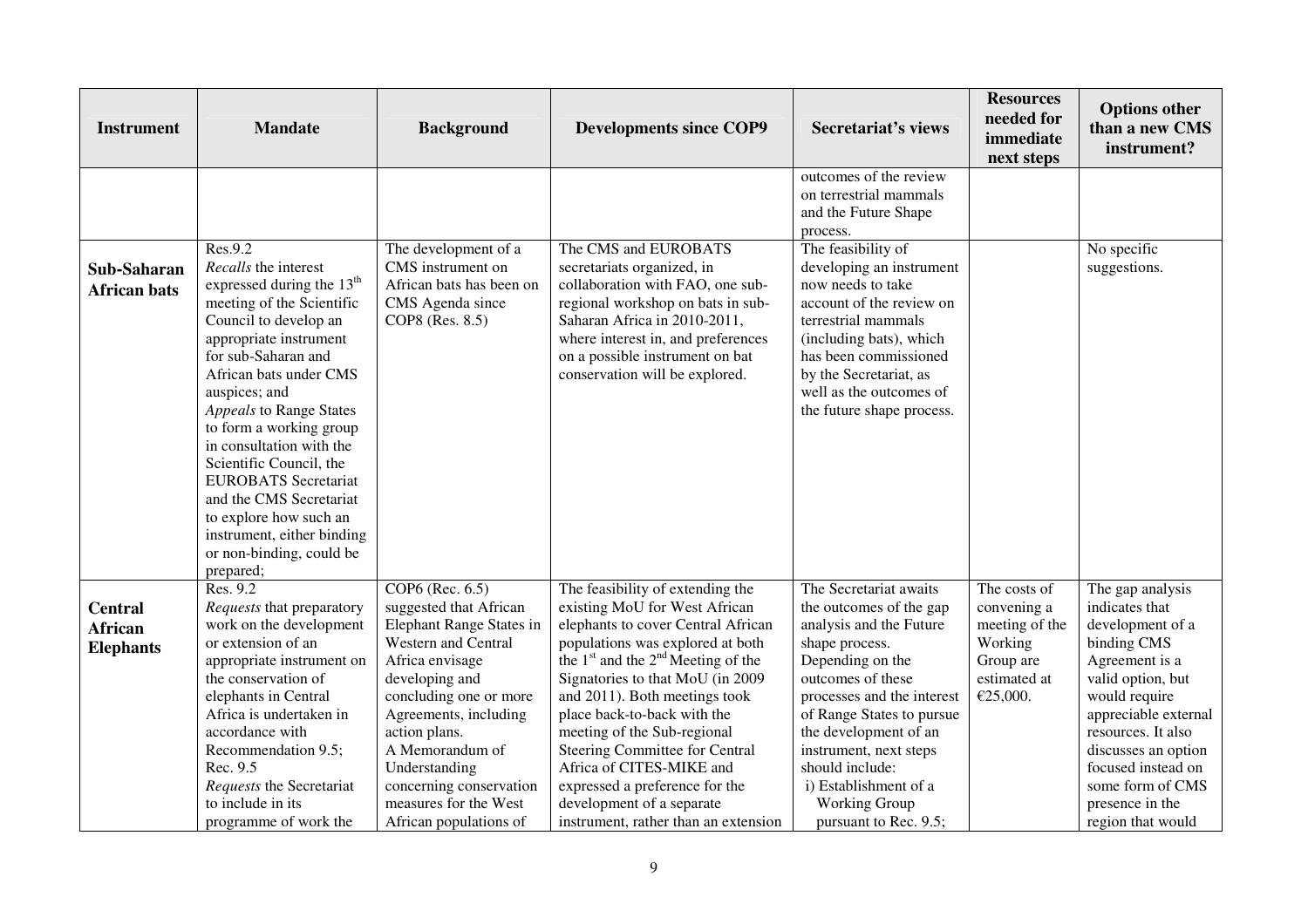| Instrument | Mandate | Background | Developments since COP9 | Secretariat's views | Resources needed for immediate next steps | Options other than a new CMS instrument? |
|---|---|---|---|---|---|---|
| | | | | outcomes of the review on terrestrial mammals and the Future Shape process. | | |
| **Sub-Saharan African bats** | Res.9.2 *Recalls* the interest expressed during the 13th meeting of the Scientific Council to develop an appropriate instrument for sub-Saharan and African bats under CMS auspices; and *Appeals* to Range States to form a working group in consultation with the Scientific Council, the EUROBATS Secretariat and the CMS Secretariat to explore how such an instrument, either binding or non-binding, could be prepared; | The development of a CMS instrument on African bats has been on CMS Agenda since COP8 (Res. 8.5) | The CMS and EUROBATS secretariats organized, in collaboration with FAO, one sub-regional workshop on bats in sub-Saharan Africa in 2010-2011, where interest in, and preferences on a possible instrument on bat conservation will be explored. | The feasibility of developing an instrument now needs to take account of the review on terrestrial mammals (including bats), which has been commissioned by the Secretariat, as well as the outcomes of the future shape process. | | No specific suggestions. |
| **Central African Elephants** | Res. 9.2 *Requests* that preparatory work on the development or extension of an appropriate instrument on the conservation of elephants in Central Africa is undertaken in accordance with Recommendation 9.5; Rec. 9.5 *Requests* the Secretariat to include in its programme of work the | COP6 (Rec. 6.5) suggested that African Elephant Range States in Western and Central Africa envisage developing and concluding one or more Agreements, including action plans. A Memorandum of Understanding concerning conservation measures for the West African populations of | The feasibility of extending the existing MoU for West African elephants to cover Central African populations was explored at both the 1st and the 2nd Meeting of the Signatories to that MoU (in 2009 and 2011). Both meetings took place back-to-back with the meeting of the Sub-regional Steering Committee for Central Africa of CITES-MIKE and expressed a preference for the development of a separate instrument, rather than an extension | The Secretariat awaits the outcomes of the gap analysis and the Future shape process. Depending on the outcomes of these processes and the interest of Range States to pursue the development of an instrument, next steps should include: i) Establishment of a Working Group pursuant to Rec. 9.5; | The costs of convening a meeting of the Working Group are estimated at €25,000. | The gap analysis indicates that development of a binding CMS Agreement is a valid option, but would require appreciable external resources. It also discusses an option focused instead on some form of CMS presence in the region that would |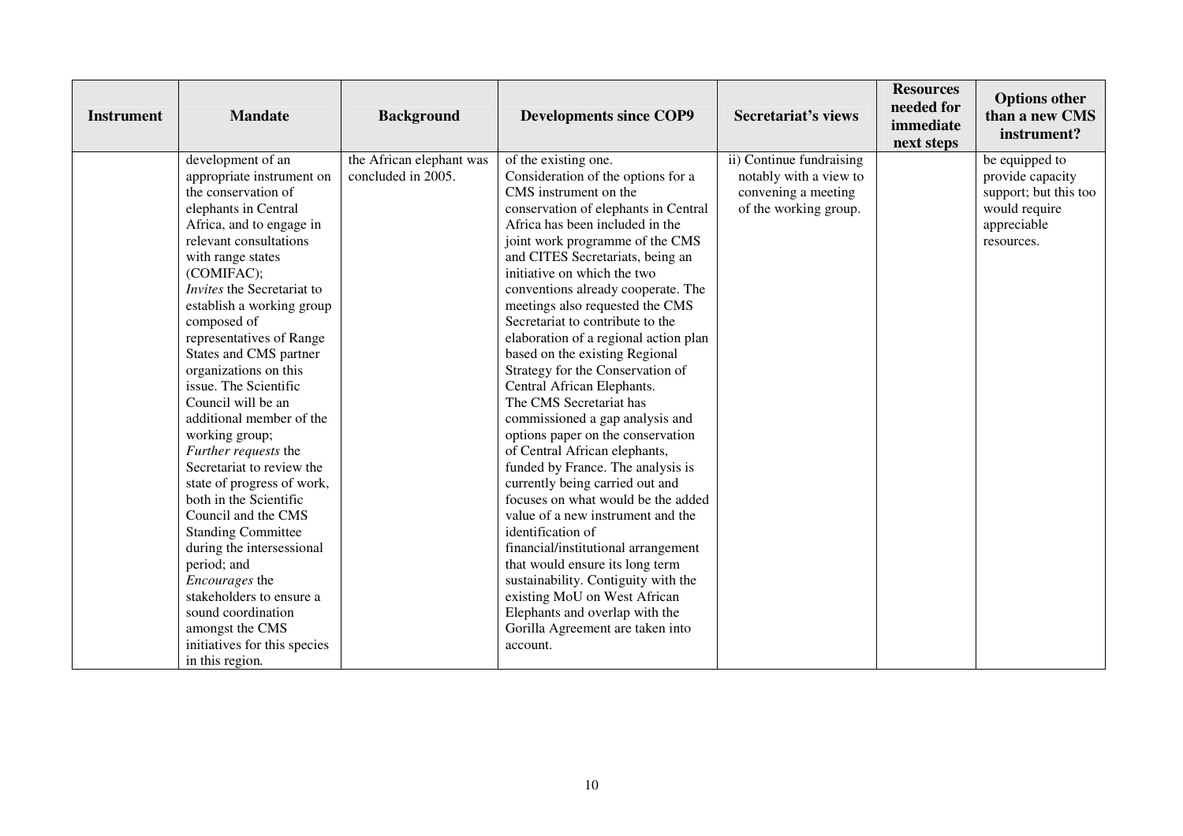| Instrument | Mandate | Background | Developments since COP9 | Secretariat's views | Resources needed for immediate next steps | Options other than a new CMS instrument? |
| --- | --- | --- | --- | --- | --- | --- |
| | development of an appropriate instrument on the conservation of elephants in Central Africa, and to engage in relevant consultations with range states (COMIFAC); *Invites* the Secretariat to establish a working group composed of representatives of Range States and CMS partner organizations on this issue. The Scientific Council will be an additional member of the working group; *Further requests* the Secretariat to review the state of progress of work, both in the Scientific Council and the CMS Standing Committee during the intersessional period; and *Encourages* the stakeholders to ensure a sound coordination amongst the CMS initiatives for this species in this region. | the African elephant was concluded in 2005. | of the existing one. Consideration of the options for a CMS instrument on the conservation of elephants in Central Africa has been included in the joint work programme of the CMS and CITES Secretariats, being an initiative on which the two conventions already cooperate. The meetings also requested the CMS Secretariat to contribute to the elaboration of a regional action plan based on the existing Regional Strategy for the Conservation of Central African Elephants. The CMS Secretariat has commissioned a gap analysis and options paper on the conservation of Central African elephants, funded by France. The analysis is currently being carried out and focuses on what would be the added value of a new instrument and the identification of financial/institutional arrangement that would ensure its long term sustainability. Contiguity with the existing MoU on West African Elephants and overlap with the Gorilla Agreement are taken into account. | ii) Continue fundraising notably with a view to convening a meeting of the working group. | | be equipped to provide capacity support; but this too would require appreciable resources. |